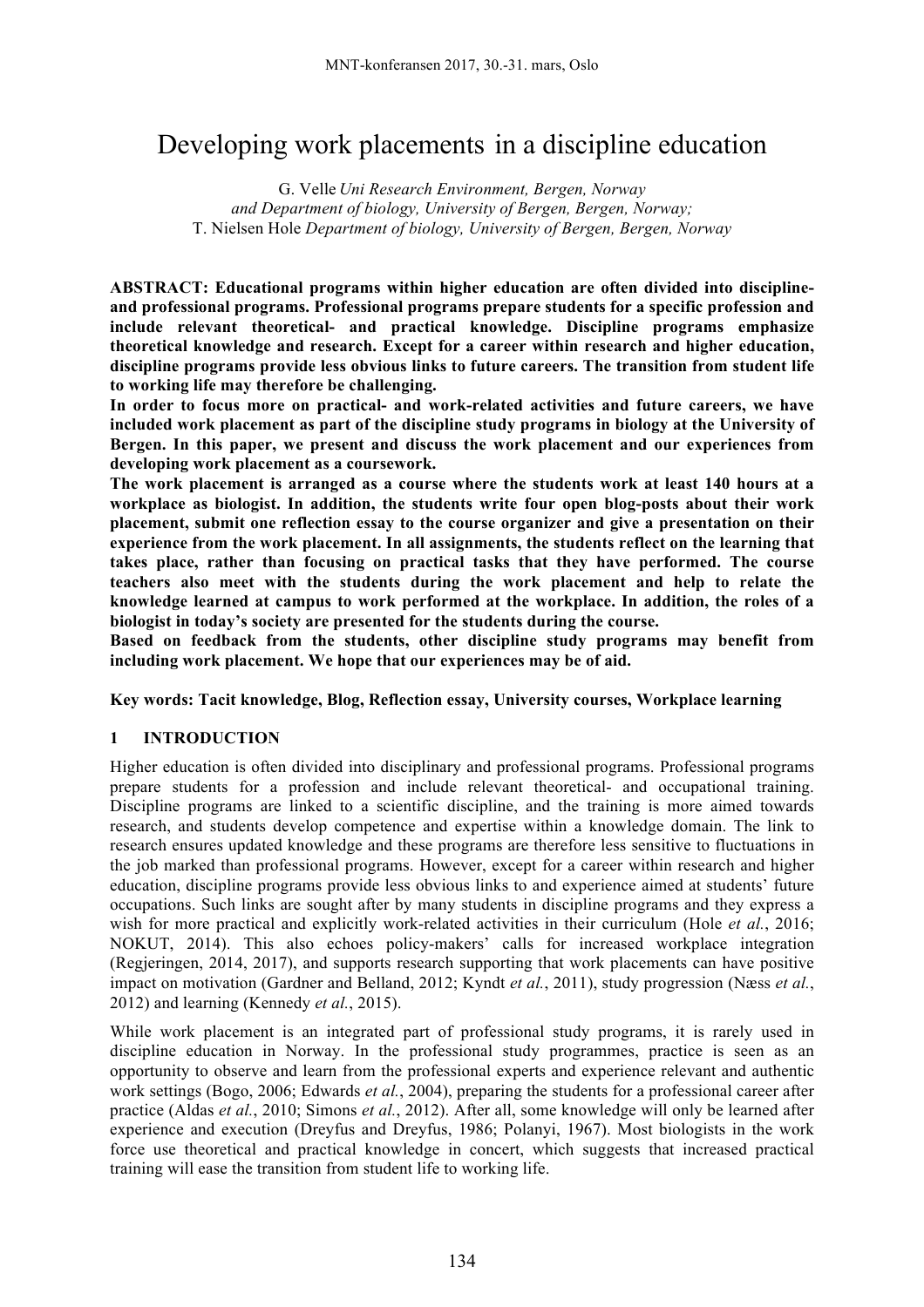# Developing work placements in a discipline education

G. Velle *Uni Research Environment, Bergen, Norway and Department of biology, University of Bergen, Bergen, Norway;*
T. Nielsen Hole *Department of biology, University of Bergen, Bergen, Norway*

**ABSTRACT: Educational programs within higher education are often divided into discipline- and professional programs. Professional programs prepare students for a specific profession and include relevant theoretical- and practical knowledge. Discipline programs emphasize theoretical knowledge and research. Except for a career within research and higher education, discipline programs provide less obvious links to future careers. The transition from student life to working life may therefore be challenging.**

**In order to focus more on practical- and work-related activities and future careers, we have included work placement as part of the discipline study programs in biology at the University of Bergen. In this paper, we present and discuss the work placement and our experiences from developing work placement as a coursework.**

**The work placement is arranged as a course where the students work at least 140 hours at a workplace as biologist. In addition, the students write four open blog-posts about their work placement, submit one reflection essay to the course organizer and give a presentation on their experience from the work placement. In all assignments, the students reflect on the learning that takes place, rather than focusing on practical tasks that they have performed. The course teachers also meet with the students during the work placement and help to relate the knowledge learned at campus to work performed at the workplace. In addition, the roles of a biologist in today's society are presented for the students during the course.**

**Based on feedback from the students, other discipline study programs may benefit from including work placement. We hope that our experiences may be of aid.**

**Key words: Tacit knowledge, Blog, Reflection essay, University courses, Workplace learning**

## 1 INTRODUCTION

Higher education is often divided into disciplinary and professional programs. Professional programs prepare students for a profession and include relevant theoretical- and occupational training. Discipline programs are linked to a scientific discipline, and the training is more aimed towards research, and students develop competence and expertise within a knowledge domain. The link to research ensures updated knowledge and these programs are therefore less sensitive to fluctuations in the job marked than professional programs. However, except for a career within research and higher education, discipline programs provide less obvious links to and experience aimed at students' future occupations. Such links are sought after by many students in discipline programs and they express a wish for more practical and explicitly work-related activities in their curriculum (Hole *et al.*, 2016; NOKUT, 2014). This also echoes policy-makers' calls for increased workplace integration (Regjeringen, 2014, 2017), and supports research supporting that work placements can have positive impact on motivation (Gardner and Belland, 2012; Kyndt *et al.*, 2011), study progression (Næss *et al.*, 2012) and learning (Kennedy *et al.*, 2015).

While work placement is an integrated part of professional study programs, it is rarely used in discipline education in Norway. In the professional study programmes, practice is seen as an opportunity to observe and learn from the professional experts and experience relevant and authentic work settings (Bogo, 2006; Edwards *et al.*, 2004), preparing the students for a professional career after practice (Aldas *et al.*, 2010; Simons *et al.*, 2012). After all, some knowledge will only be learned after experience and execution (Dreyfus and Dreyfus, 1986; Polanyi, 1967). Most biologists in the work force use theoretical and practical knowledge in concert, which suggests that increased practical training will ease the transition from student life to working life.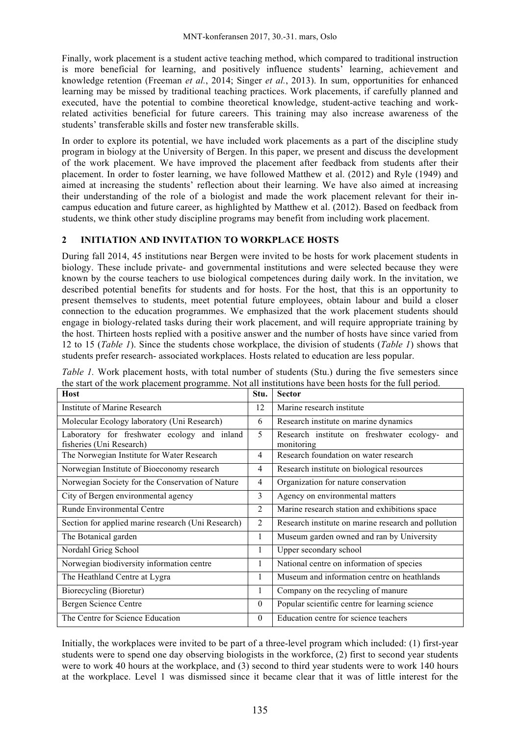Finally, work placement is a student active teaching method, which compared to traditional instruction is more beneficial for learning, and positively influence students' learning, achievement and knowledge retention (Freeman *et al.*, 2014; Singer *et al.*, 2013). In sum, opportunities for enhanced learning may be missed by traditional teaching practices. Work placements, if carefully planned and executed, have the potential to combine theoretical knowledge, student-active teaching and work-related activities beneficial for future careers. This training may also increase awareness of the students' transferable skills and foster new transferable skills.

In order to explore its potential, we have included work placements as a part of the discipline study program in biology at the University of Bergen. In this paper, we present and discuss the development of the work placement. We have improved the placement after feedback from students after their placement. In order to foster learning, we have followed Matthew et al. (2012) and Ryle (1949) and aimed at increasing the students' reflection about their learning. We have also aimed at increasing their understanding of the role of a biologist and made the work placement relevant for their in-campus education and future career, as highlighted by Matthew et al. (2012). Based on feedback from students, we think other study discipline programs may benefit from including work placement.

## 2 INITIATION AND INVITATION TO WORKPLACE HOSTS

During fall 2014, 45 institutions near Bergen were invited to be hosts for work placement students in biology. These include private- and governmental institutions and were selected because they were known by the course teachers to use biological competences during daily work. In the invitation, we described potential benefits for students and for hosts. For the host, that this is an opportunity to present themselves to students, meet potential future employees, obtain labour and build a closer connection to the education programmes. We emphasized that the work placement students should engage in biology-related tasks during their work placement, and will require appropriate training by the host. Thirteen hosts replied with a positive answer and the number of hosts have since varied from 12 to 15 (*Table 1*). Since the students chose workplace, the division of students (*Table 1*) shows that students prefer research- associated workplaces. Hosts related to education are less popular.

*Table 1.* Work placement hosts, with total number of students (Stu.) during the five semesters since the start of the work placement programme. Not all institutions have been hosts for the full period.

| Host | Stu. | Sector |
|---|---|---|
| Institute of Marine Research | 12 | Marine research institute |
| Molecular Ecology laboratory (Uni Research) | 6 | Research institute on marine dynamics |
| Laboratory for freshwater ecology and inland fisheries (Uni Research) | 5 | Research institute on freshwater ecology- and monitoring |
| The Norwegian Institute for Water Research | 4 | Research foundation on water research |
| Norwegian Institute of Bioeconomy research | 4 | Research institute on biological resources |
| Norwegian Society for the Conservation of Nature | 4 | Organization for nature conservation |
| City of Bergen environmental agency | 3 | Agency on environmental matters |
| Runde Environmental Centre | 2 | Marine research station and exhibitions space |
| Section for applied marine research (Uni Research) | 2 | Research institute on marine research and pollution |
| The Botanical garden | 1 | Museum garden owned and ran by University |
| Nordahl Grieg School | 1 | Upper secondary school |
| Norwegian biodiversity information centre | 1 | National centre on information of species |
| The Heathland Centre at Lygra | 1 | Museum and information centre on heathlands |
| Biorecycling (Bioretur) | 1 | Company on the recycling of manure |
| Bergen Science Centre | 0 | Popular scientific centre for learning science |
| The Centre for Science Education | 0 | Education centre for science teachers |

Initially, the workplaces were invited to be part of a three-level program which included: (1) first-year students were to spend one day observing biologists in the workforce, (2) first to second year students were to work 40 hours at the workplace, and (3) second to third year students were to work 140 hours at the workplace. Level 1 was dismissed since it became clear that it was of little interest for the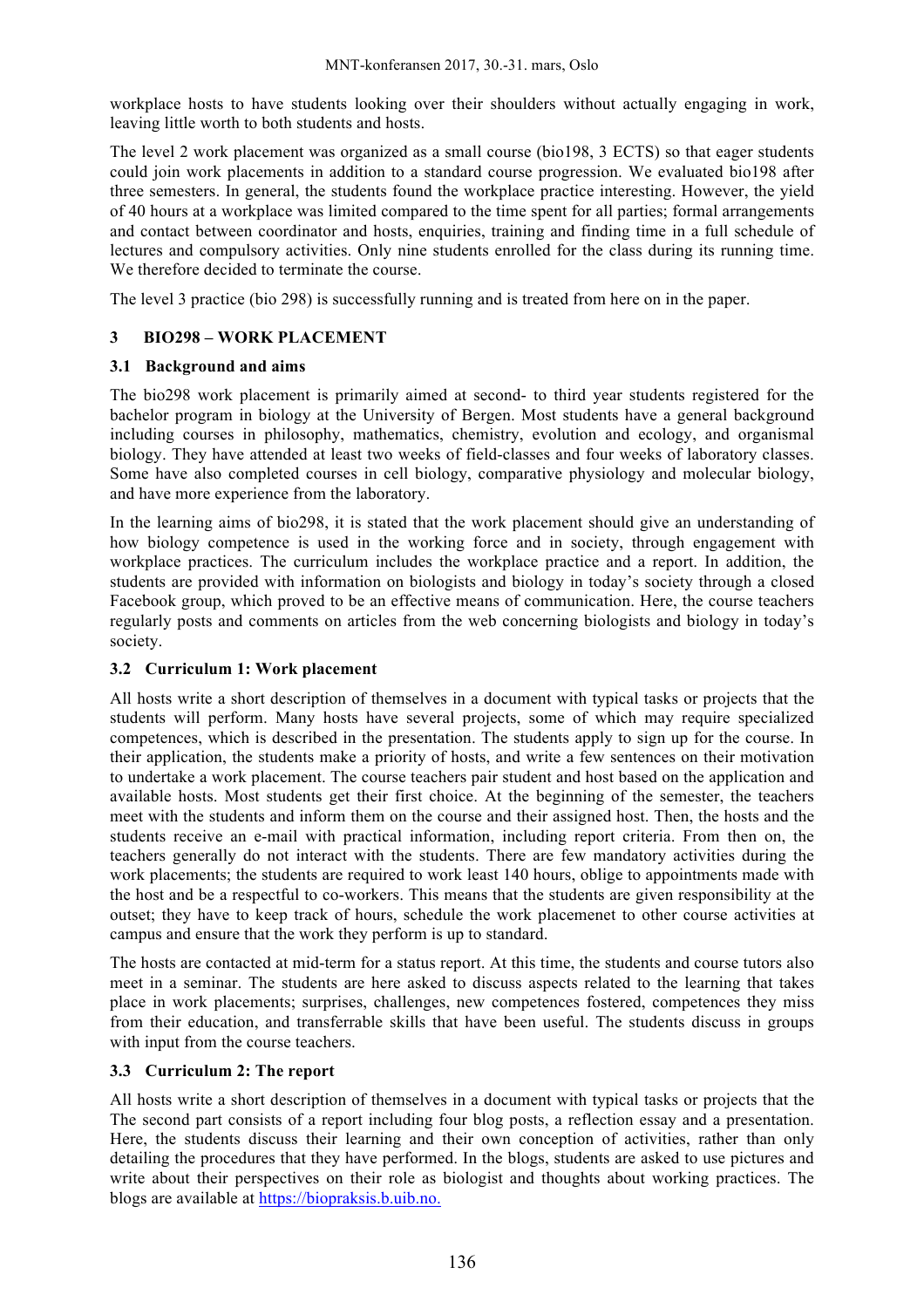workplace hosts to have students looking over their shoulders without actually engaging in work, leaving little worth to both students and hosts.

The level 2 work placement was organized as a small course (bio198, 3 ECTS) so that eager students could join work placements in addition to a standard course progression. We evaluated bio198 after three semesters. In general, the students found the workplace practice interesting. However, the yield of 40 hours at a workplace was limited compared to the time spent for all parties; formal arrangements and contact between coordinator and hosts, enquiries, training and finding time in a full schedule of lectures and compulsory activities. Only nine students enrolled for the class during its running time. We therefore decided to terminate the course.

The level 3 practice (bio 298) is successfully running and is treated from here on in the paper.

## 3 BIO298 – WORK PLACEMENT

### 3.1 Background and aims

The bio298 work placement is primarily aimed at second- to third year students registered for the bachelor program in biology at the University of Bergen. Most students have a general background including courses in philosophy, mathematics, chemistry, evolution and ecology, and organismal biology. They have attended at least two weeks of field-classes and four weeks of laboratory classes. Some have also completed courses in cell biology, comparative physiology and molecular biology, and have more experience from the laboratory.

In the learning aims of bio298, it is stated that the work placement should give an understanding of how biology competence is used in the working force and in society, through engagement with workplace practices. The curriculum includes the workplace practice and a report. In addition, the students are provided with information on biologists and biology in today's society through a closed Facebook group, which proved to be an effective means of communication. Here, the course teachers regularly posts and comments on articles from the web concerning biologists and biology in today's society.

### 3.2 Curriculum 1: Work placement

All hosts write a short description of themselves in a document with typical tasks or projects that the students will perform. Many hosts have several projects, some of which may require specialized competences, which is described in the presentation. The students apply to sign up for the course. In their application, the students make a priority of hosts, and write a few sentences on their motivation to undertake a work placement. The course teachers pair student and host based on the application and available hosts. Most students get their first choice. At the beginning of the semester, the teachers meet with the students and inform them on the course and their assigned host. Then, the hosts and the students receive an e-mail with practical information, including report criteria. From then on, the teachers generally do not interact with the students. There are few mandatory activities during the work placements; the students are required to work least 140 hours, oblige to appointments made with the host and be a respectful to co-workers. This means that the students are given responsibility at the outset; they have to keep track of hours, schedule the work placemenet to other course activities at campus and ensure that the work they perform is up to standard.

The hosts are contacted at mid-term for a status report. At this time, the students and course tutors also meet in a seminar. The students are here asked to discuss aspects related to the learning that takes place in work placements; surprises, challenges, new competences fostered, competences they miss from their education, and transferrable skills that have been useful. The students discuss in groups with input from the course teachers.

### 3.3 Curriculum 2: The report

All hosts write a short description of themselves in a document with typical tasks or projects that the The second part consists of a report including four blog posts, a reflection essay and a presentation. Here, the students discuss their learning and their own conception of activities, rather than only detailing the procedures that they have performed. In the blogs, students are asked to use pictures and write about their perspectives on their role as biologist and thoughts about working practices. The blogs are available at https://biopraksis.b.uib.no.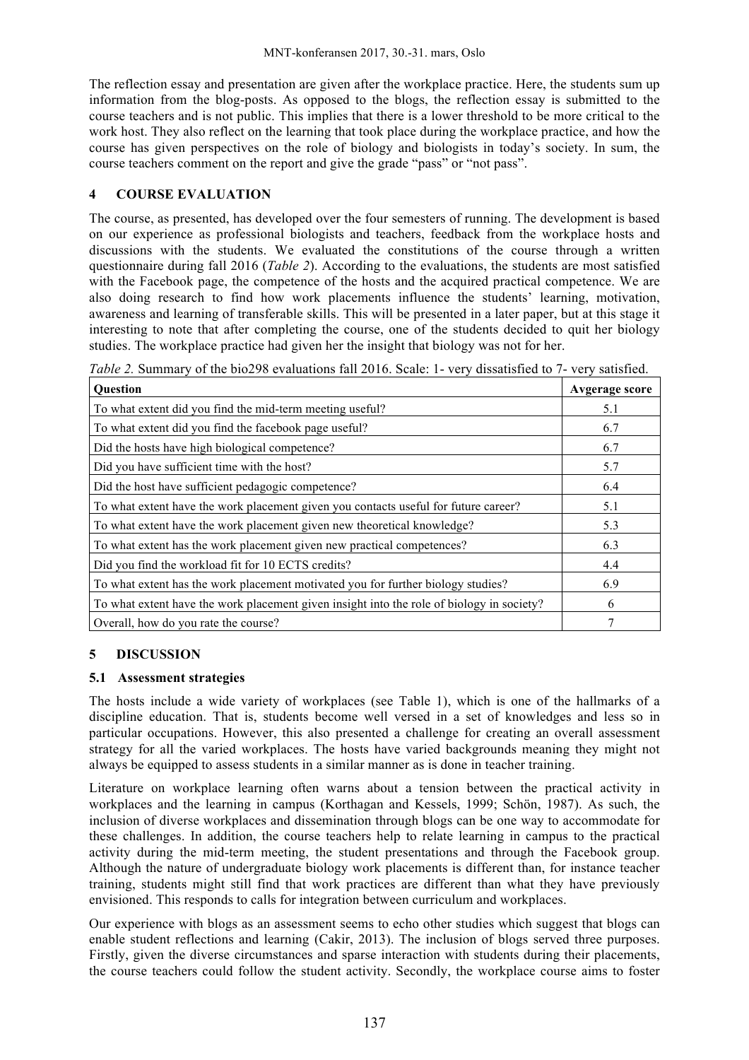The reflection essay and presentation are given after the workplace practice. Here, the students sum up information from the blog-posts. As opposed to the blogs, the reflection essay is submitted to the course teachers and is not public. This implies that there is a lower threshold to be more critical to the work host. They also reflect on the learning that took place during the workplace practice, and how the course has given perspectives on the role of biology and biologists in today's society. In sum, the course teachers comment on the report and give the grade "pass" or "not pass".

## 4 COURSE EVALUATION

The course, as presented, has developed over the four semesters of running. The development is based on our experience as professional biologists and teachers, feedback from the workplace hosts and discussions with the students. We evaluated the constitutions of the course through a written questionnaire during fall 2016 (*Table 2*). According to the evaluations, the students are most satisfied with the Facebook page, the competence of the hosts and the acquired practical competence. We are also doing research to find how work placements influence the students' learning, motivation, awareness and learning of transferable skills. This will be presented in a later paper, but at this stage it interesting to note that after completing the course, one of the students decided to quit her biology studies. The workplace practice had given her the insight that biology was not for her.

*Table 2.* Summary of the bio298 evaluations fall 2016. Scale: 1- very dissatisfied to 7- very satisfied.

| Question | Avgerage score |
|---|---|
| To what extent did you find the mid-term meeting useful? | 5.1 |
| To what extent did you find the facebook page useful? | 6.7 |
| Did the hosts have high biological competence? | 6.7 |
| Did you have sufficient time with the host? | 5.7 |
| Did the host have sufficient pedagogic competence? | 6.4 |
| To what extent have the work placement given you contacts useful for future career? | 5.1 |
| To what extent have the work placement given new theoretical knowledge? | 5.3 |
| To what extent has the work placement given new practical competences? | 6.3 |
| Did you find the workload fit for 10 ECTS credits? | 4.4 |
| To what extent has the work placement motivated you for further biology studies? | 6.9 |
| To what extent have the work placement given insight into the role of biology in society? | 6 |
| Overall, how do you rate the course? | 7 |

## 5 DISCUSSION

### 5.1 Assessment strategies

The hosts include a wide variety of workplaces (see Table 1), which is one of the hallmarks of a discipline education. That is, students become well versed in a set of knowledges and less so in particular occupations. However, this also presented a challenge for creating an overall assessment strategy for all the varied workplaces. The hosts have varied backgrounds meaning they might not always be equipped to assess students in a similar manner as is done in teacher training.

Literature on workplace learning often warns about a tension between the practical activity in workplaces and the learning in campus (Korthagan and Kessels, 1999; Schön, 1987). As such, the inclusion of diverse workplaces and dissemination through blogs can be one way to accommodate for these challenges. In addition, the course teachers help to relate learning in campus to the practical activity during the mid-term meeting, the student presentations and through the Facebook group. Although the nature of undergraduate biology work placements is different than, for instance teacher training, students might still find that work practices are different than what they have previously envisioned. This responds to calls for integration between curriculum and workplaces.

Our experience with blogs as an assessment seems to echo other studies which suggest that blogs can enable student reflections and learning (Cakir, 2013). The inclusion of blogs served three purposes. Firstly, given the diverse circumstances and sparse interaction with students during their placements, the course teachers could follow the student activity. Secondly, the workplace course aims to foster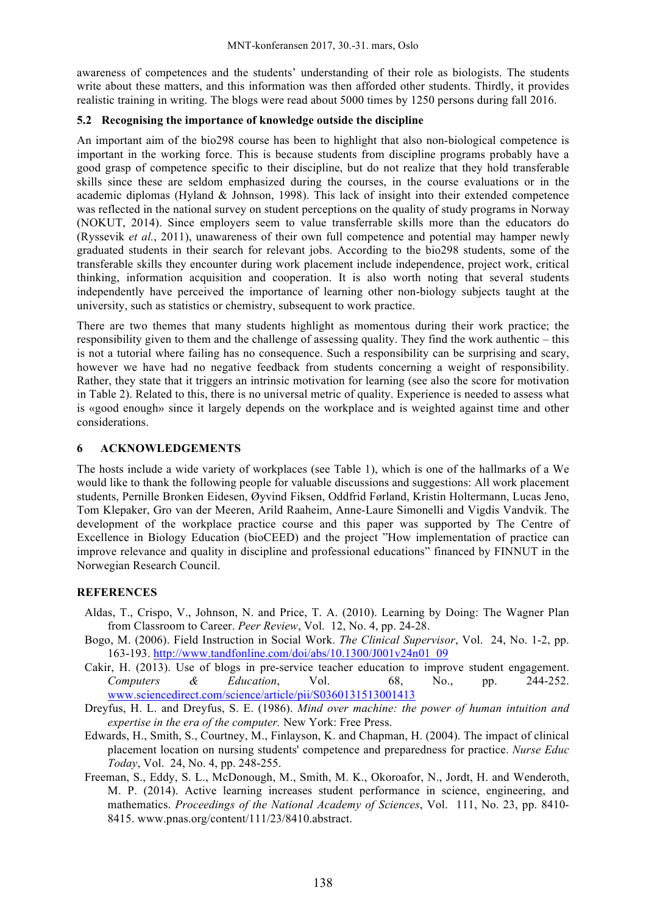awareness of competences and the students' understanding of their role as biologists. The students write about these matters, and this information was then afforded other students. Thirdly, it provides realistic training in writing. The blogs were read about 5000 times by 1250 persons during fall 2016.

### 5.2 Recognising the importance of knowledge outside the discipline

An important aim of the bio298 course has been to highlight that also non-biological competence is important in the working force. This is because students from discipline programs probably have a good grasp of competence specific to their discipline, but do not realize that they hold transferable skills since these are seldom emphasized during the courses, in the course evaluations or in the academic diplomas (Hyland & Johnson, 1998). This lack of insight into their extended competence was reflected in the national survey on student perceptions on the quality of study programs in Norway (NOKUT, 2014). Since employers seem to value transferrable skills more than the educators do (Ryssevik *et al.*, 2011), unawareness of their own full competence and potential may hamper newly graduated students in their search for relevant jobs. According to the bio298 students, some of the transferable skills they encounter during work placement include independence, project work, critical thinking, information acquisition and cooperation. It is also worth noting that several students independently have perceived the importance of learning other non-biology subjects taught at the university, such as statistics or chemistry, subsequent to work practice.

There are two themes that many students highlight as momentous during their work practice; the responsibility given to them and the challenge of assessing quality. They find the work authentic – this is not a tutorial where failing has no consequence. Such a responsibility can be surprising and scary, however we have had no negative feedback from students concerning a weight of responsibility. Rather, they state that it triggers an intrinsic motivation for learning (see also the score for motivation in Table 2). Related to this, there is no universal metric of quality. Experience is needed to assess what is «good enough» since it largely depends on the workplace and is weighted against time and other considerations.

## 6 ACKNOWLEDGEMENTS

The hosts include a wide variety of workplaces (see Table 1), which is one of the hallmarks of a We would like to thank the following people for valuable discussions and suggestions: All work placement students, Pernille Bronken Eidesen, Øyvind Fiksen, Oddfrid Førland, Kristin Holtermann, Lucas Jeno, Tom Klepaker, Gro van der Meeren, Arild Raaheim, Anne-Laure Simonelli and Vigdis Vandvik. The development of the workplace practice course and this paper was supported by The Centre of Excellence in Biology Education (bioCEED) and the project "How implementation of practice can improve relevance and quality in discipline and professional educations" financed by FINNUT in the Norwegian Research Council.

## REFERENCES

Aldas, T., Crispo, V., Johnson, N. and Price, T. A. (2010). Learning by Doing: The Wagner Plan from Classroom to Career. *Peer Review*, Vol. 12, No. 4, pp. 24-28.

Bogo, M. (2006). Field Instruction in Social Work. *The Clinical Supervisor*, Vol. 24, No. 1-2, pp. 163-193. http://www.tandfonline.com/doi/abs/10.1300/J001v24n01_09

Cakir, H. (2013). Use of blogs in pre-service teacher education to improve student engagement. *Computers & Education*, Vol. 68, No., pp. 244-252. www.sciencedirect.com/science/article/pii/S0360131513001413

Dreyfus, H. L. and Dreyfus, S. E. (1986). *Mind over machine: the power of human intuition and expertise in the era of the computer.* New York: Free Press.

Edwards, H., Smith, S., Courtney, M., Finlayson, K. and Chapman, H. (2004). The impact of clinical placement location on nursing students' competence and preparedness for practice. *Nurse Educ Today*, Vol. 24, No. 4, pp. 248-255.

Freeman, S., Eddy, S. L., McDonough, M., Smith, M. K., Okoroafor, N., Jordt, H. and Wenderoth, M. P. (2014). Active learning increases student performance in science, engineering, and mathematics. *Proceedings of the National Academy of Sciences*, Vol. 111, No. 23, pp. 8410-8415. www.pnas.org/content/111/23/8410.abstract.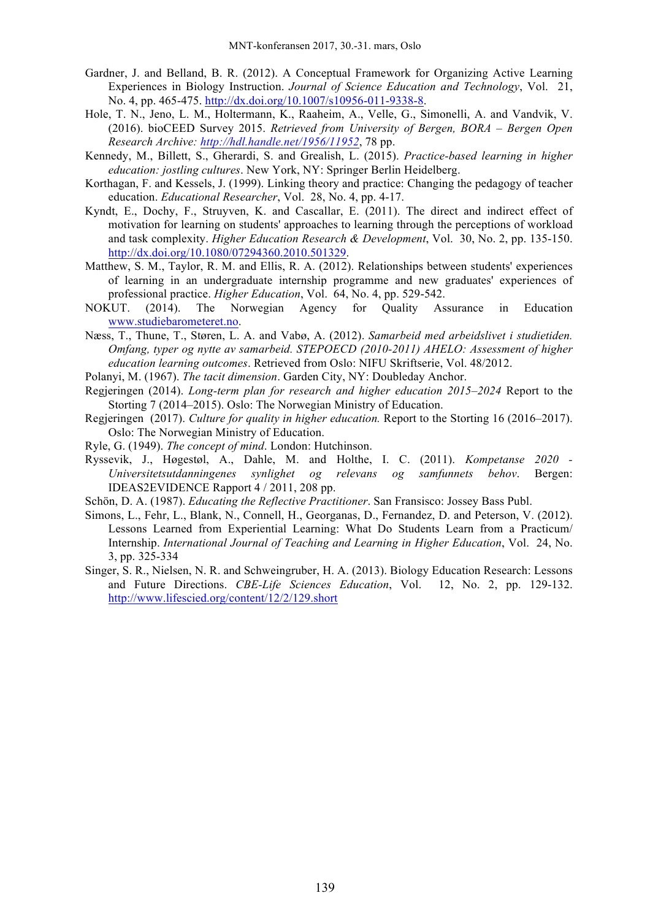Gardner, J. and Belland, B. R. (2012). A Conceptual Framework for Organizing Active Learning Experiences in Biology Instruction. *Journal of Science Education and Technology*, Vol. 21, No. 4, pp. 465-475. http://dx.doi.org/10.1007/s10956-011-9338-8.

Hole, T. N., Jeno, L. M., Holtermann, K., Raaheim, A., Velle, G., Simonelli, A. and Vandvik, V. (2016). bioCEED Survey 2015. *Retrieved from University of Bergen, BORA – Bergen Open Research Archive: http://hdl.handle.net/1956/11952*, 78 pp.

Kennedy, M., Billett, S., Gherardi, S. and Grealish, L. (2015). *Practice-based learning in higher education: jostling cultures*. New York, NY: Springer Berlin Heidelberg.

Korthagan, F. and Kessels, J. (1999). Linking theory and practice: Changing the pedagogy of teacher education. *Educational Researcher*, Vol. 28, No. 4, pp. 4-17.

Kyndt, E., Dochy, F., Struyven, K. and Cascallar, E. (2011). The direct and indirect effect of motivation for learning on students' approaches to learning through the perceptions of workload and task complexity. *Higher Education Research & Development*, Vol. 30, No. 2, pp. 135-150. http://dx.doi.org/10.1080/07294360.2010.501329.

Matthew, S. M., Taylor, R. M. and Ellis, R. A. (2012). Relationships between students' experiences of learning in an undergraduate internship programme and new graduates' experiences of professional practice. *Higher Education*, Vol. 64, No. 4, pp. 529-542.

NOKUT. (2014). The Norwegian Agency for Quality Assurance in Education www.studiebarometeret.no.

Næss, T., Thune, T., Støren, L. A. and Vabø, A. (2012). *Samarbeid med arbeidslivet i studietiden. Omfang, typer og nytte av samarbeid. STEPOECD (2010-2011) AHELO: Assessment of higher education learning outcomes*. Retrieved from Oslo: NIFU Skriftserie, Vol. 48/2012.

Polanyi, M. (1967). *The tacit dimension*. Garden City, NY: Doubleday Anchor.

Regjeringen (2014). *Long-term plan for research and higher education 2015–2024* Report to the Storting 7 (2014–2015). Oslo: The Norwegian Ministry of Education.

Regjeringen (2017). *Culture for quality in higher education.* Report to the Storting 16 (2016–2017). Oslo: The Norwegian Ministry of Education.

Ryle, G. (1949). *The concept of mind*. London: Hutchinson.

Ryssevik, J., Høgestøl, A., Dahle, M. and Holthe, I. C. (2011). *Kompetanse 2020 - Universitetsutdanningenes synlighet og relevans og samfunnets behov*. Bergen: IDEAS2EVIDENCE Rapport 4 / 2011, 208 pp.

Schön, D. A. (1987). *Educating the Reflective Practitioner*. San Fransisco: Jossey Bass Publ.

Simons, L., Fehr, L., Blank, N., Connell, H., Georganas, D., Fernandez, D. and Peterson, V. (2012). Lessons Learned from Experiential Learning: What Do Students Learn from a Practicum/ Internship. *International Journal of Teaching and Learning in Higher Education*, Vol. 24, No. 3, pp. 325-334

Singer, S. R., Nielsen, N. R. and Schweingruber, H. A. (2013). Biology Education Research: Lessons and Future Directions. *CBE-Life Sciences Education*, Vol. 12, No. 2, pp. 129-132. http://www.lifescied.org/content/12/2/129.short